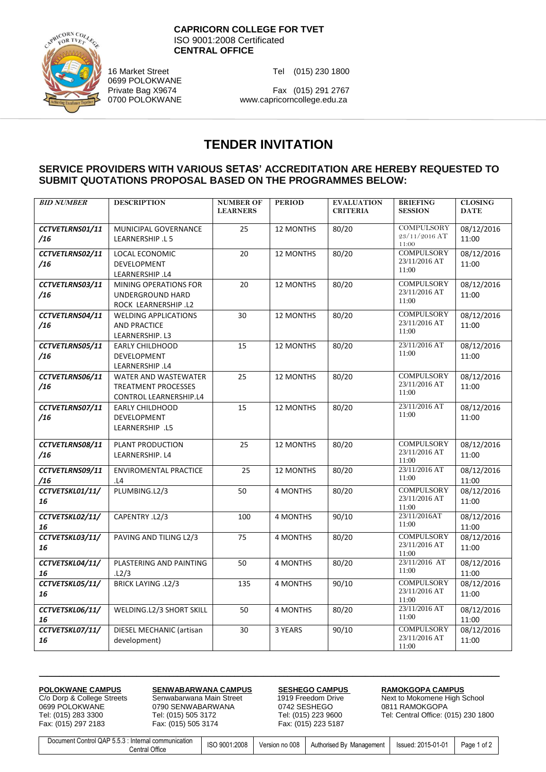**CAPRICORN COLLEGE FOR TVET**
ISO 9001:2008 Certificated
**CENTRAL OFFICE**

16 Market Street
0699 POLOKWANE
Private Bag X9674
0700 POLOKWANE

Tel (015) 230 1800
Fax (015) 291 2767
www.capricorncollege.edu.za

# TENDER INVITATION

## SERVICE PROVIDERS WITH VARIOUS SETAS' ACCREDITATION ARE HEREBY REQUESTED TO SUBMIT QUOTATIONS PROPOSAL BASED ON THE PROGRAMMES BELOW:

| BID NUMBER | DESCRIPTION | NUMBER OF LEARNERS | PERIOD | EVALUATION CRITERIA | BRIEFING SESSION | CLOSING DATE |
|---|---|---|---|---|---|---|
| CCTVETLRNS01/11/16 | MUNICIPAL GOVERNANCE LEARNERSHIP .L 5 | 25 | 12 MONTHS | 80/20 | COMPULSORY 23/11/2016 AT 11:00 | 08/12/2016 11:00 |
| CCTVETLRNS02/11/16 | LOCAL ECONOMIC DEVELOPMENT LEARNERSHIP .L4 | 20 | 12 MONTHS | 80/20 | COMPULSORY 23/11/2016 AT 11:00 | 08/12/2016 11:00 |
| CCTVETLRNS03/11/16 | MINING OPERATIONS FOR UNDERGROUND HARD ROCK LEARNERSHIP .L2 | 20 | 12 MONTHS | 80/20 | COMPULSORY 23/11/2016 AT 11:00 | 08/12/2016 11:00 |
| CCTVETLRNS04/11/16 | WELDING APPLICATIONS AND PRACTICE LEARNERSHIP. L3 | 30 | 12 MONTHS | 80/20 | COMPULSORY 23/11/2016 AT 11:00 | 08/12/2016 11:00 |
| CCTVETLRNS05/11/16 | EARLY CHILDHOOD DEVELOPMENT LEARNERSHIP .L4 | 15 | 12 MONTHS | 80/20 | 23/11/2016 AT 11:00 | 08/12/2016 11:00 |
| CCTVETLRNS06/11/16 | WATER AND WASTEWATER TREATMENT PROCESSES CONTROL LEARNERSHIP.L4 | 25 | 12 MONTHS | 80/20 | COMPULSORY 23/11/2016 AT 11:00 | 08/12/2016 11:00 |
| CCTVETLRNS07/11/16 | EARLY CHILDHOOD DEVELOPMENT LEARNERSHIP .L5 | 15 | 12 MONTHS | 80/20 | 23/11/2016 AT 11:00 | 08/12/2016 11:00 |
| CCTVETLRNS08/11/16 | PLANT PRODUCTION LEARNERSHIP. L4 | 25 | 12 MONTHS | 80/20 | COMPULSORY 23/11/2016 AT 11:00 | 08/12/2016 11:00 |
| CCTVETLRNS09/11/16 | ENVIROMENTAL PRACTICE .L4 | 25 | 12 MONTHS | 80/20 | 23/11/2016 AT 11:00 | 08/12/2016 11:00 |
| CCTVETSKL01/11/16 | PLUMBING.L2/3 | 50 | 4 MONTHS | 80/20 | COMPULSORY 23/11/2016 AT 11:00 | 08/12/2016 11:00 |
| CCTVETSKL02/11/16 | CAPENTRY .L2/3 | 100 | 4 MONTHS | 90/10 | 23/11/2016AT 11:00 | 08/12/2016 11:00 |
| CCTVETSKL03/11/16 | PAVING AND TILING L2/3 | 75 | 4 MONTHS | 80/20 | COMPULSORY 23/11/2016 AT 11:00 | 08/12/2016 11:00 |
| CCTVETSKL04/11/16 | PLASTERING AND PAINTING .L2/3 | 50 | 4 MONTHS | 80/20 | 23/11/2016 AT 11:00 | 08/12/2016 11:00 |
| CCTVETSKL05/11/16 | BRICK LAYING .L2/3 | 135 | 4 MONTHS | 90/10 | COMPULSORY 23/11/2016 AT 11:00 | 08/12/2016 11:00 |
| CCTVETSKL06/11/16 | WELDING.L2/3 SHORT SKILL | 50 | 4 MONTHS | 80/20 | 23/11/2016 AT 11:00 | 08/12/2016 11:00 |
| CCTVETSKL07/11/16 | DIESEL MECHANIC (artisan development) | 30 | 3 YEARS | 90/10 | COMPULSORY 23/11/2016 AT 11:00 | 08/12/2016 11:00 |

**POLOKWANE CAMPUS**
C/o Dorp & College Streets
0699 POLOKWANE
Tel: (015) 283 3300
Fax: (015) 297 2183

**SENWABARWANA CAMPUS**
Senwabarwana Main Street
0790 SENWABARWANA
Tel: (015) 505 3172
Fax: (015) 505 3174

**SESHEGO CAMPUS**
1919 Freedom Drive
0742 SESHEGO
Tel: (015) 223 9600
Fax: (015) 223 5187

**RAMOKGOPA CAMPUS**
Next to Mokomene High School
0811 RAMOKGOPA
Tel: Central Office: (015) 230 1800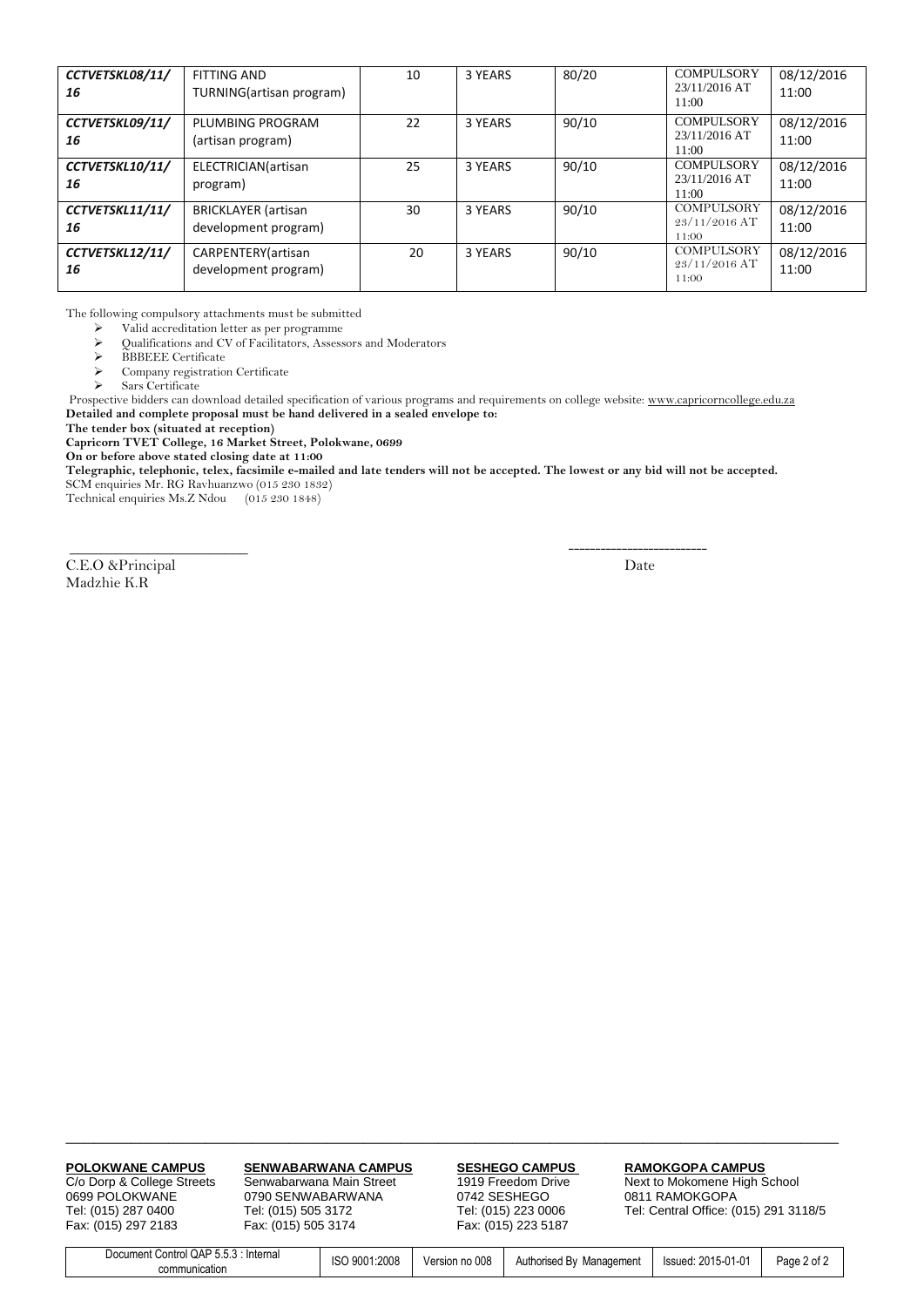| | | | | | | |
|---|---|---|---|---|---|---|
| ***CCTVETSKL08/11/16*** | FITTING AND TURNING(artisan program) | 10 | 3 YEARS | 80/20 | COMPULSORY 23/11/2016 AT 11:00 | 08/12/2016 11:00 |
| ***CCTVETSKL09/11/16*** | PLUMBING PROGRAM (artisan program) | 22 | 3 YEARS | 90/10 | COMPULSORY 23/11/2016 AT 11:00 | 08/12/2016 11:00 |
| ***CCTVETSKL10/11/16*** | ELECTRICIAN(artisan program) | 25 | 3 YEARS | 90/10 | COMPULSORY 23/11/2016 AT 11:00 | 08/12/2016 11:00 |
| ***CCTVETSKL11/11/16*** | BRICKLAYER (artisan development program) | 30 | 3 YEARS | 90/10 | COMPULSORY 23/11/2016 AT 11:00 | 08/12/2016 11:00 |
| ***CCTVETSKL12/11/16*** | CARPENTERY(artisan development program) | 20 | 3 YEARS | 90/10 | COMPULSORY 23/11/2016 AT 11:00 | 08/12/2016 11:00 |

The following compulsory attachments must be submitted

- Valid accreditation letter as per programme
- Qualifications and CV of Facilitators, Assessors and Moderators
- BBBEEE Certificate
- Company registration Certificate
- Sars Certificate

Prospective bidders can download detailed specification of various programs and requirements on college website: www.capricorncollege.edu.za

**Detailed and complete proposal must be hand delivered in a sealed envelope to:**

**The tender box (situated at reception)**

**Capricorn TVET College, 16 Market Street, Polokwane, 0699**

**On or before above stated closing date at 11:00**

**Telegraphic, telephonic, telex, facsimile e-mailed and late tenders will not be accepted. The lowest or any bid will not be accepted.**

SCM enquiries Mr. RG Ravhuanzwo (015 230 1832)

Technical enquiries Ms.Z Ndou (015 230 1848)

\_\_\_\_\_\_\_\_\_\_\_\_\_\_\_\_\_\_\_\_\_\_\_\_

C.E.O &Principal
Madzhie K.R

\_\_\_\_\_\_\_\_\_\_\_\_\_\_\_\_\_\_\_\_\_\_\_\_

Date

**POLOKWANE CAMPUS**
C/o Dorp & College Streets
0699 POLOKWANE
Tel: (015) 287 0400
Fax: (015) 297 2183

**SENWABARWANA CAMPUS**
Senwabarwana Main Street
0790 SENWABARWANA
Tel: (015) 505 3172
Fax: (015) 505 3174

**SESHEGO CAMPUS**
1919 Freedom Drive
0742 SESHEGO
Tel: (015) 223 0006
Fax: (015) 223 5187

**RAMOKGOPA CAMPUS**
Next to Mokomene High School
0811 RAMOKGOPA
Tel: Central Office: (015) 291 3118/5

| Document Control QAP 5.5.3 : Internal communication | ISO 9001:2008 | Version no 008 | Authorised By Management | Issued: 2015-01-01 |
|---|---|---|---|---|